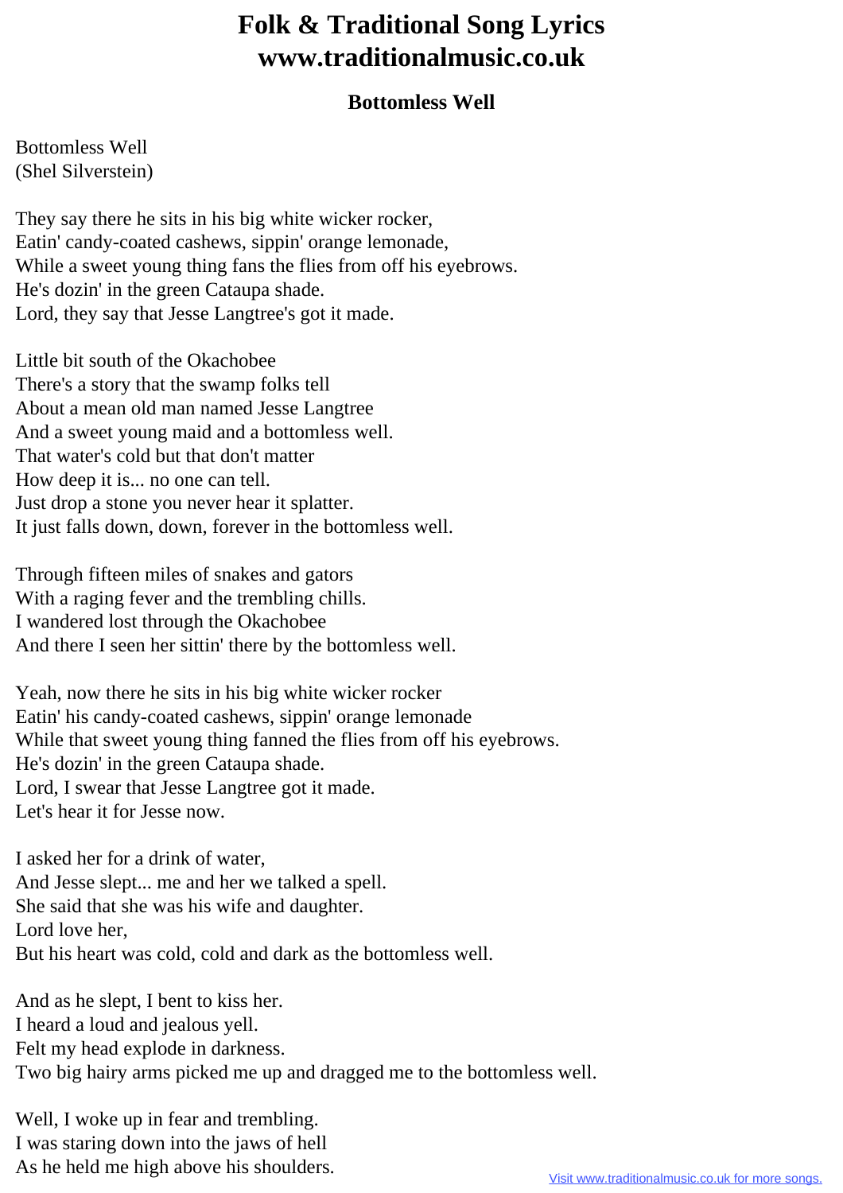# Folk & Traditional Song Lyrics
# www.traditionalmusic.co.uk

## Bottomless Well

Bottomless Well
(Shel Silverstein)

They say there he sits in his big white wicker rocker,
Eatin' candy-coated cashews, sippin' orange lemonade,
While a sweet young thing fans the flies from off his eyebrows.
He's dozin' in the green Cataupa shade.
Lord, they say that Jesse Langtree's got it made.

Little bit south of the Okachobee
There's a story that the swamp folks tell
About a mean old man named Jesse Langtree
And a sweet young maid and a bottomless well.
That water's cold but that don't matter
How deep it is... no one can tell.
Just drop a stone you never hear it splatter.
It just falls down, down, forever in the bottomless well.

Through fifteen miles of snakes and gators
With a raging fever and the trembling chills.
I wandered lost through the Okachobee
And there I seen her sittin' there by the bottomless well.

Yeah, now there he sits in his big white wicker rocker
Eatin' his candy-coated cashews, sippin' orange lemonade
While that sweet young thing fanned the flies from off his eyebrows.
He's dozin' in the green Cataupa shade.
Lord, I swear that Jesse Langtree got it made.
Let's hear it for Jesse now.

I asked her for a drink of water,
And Jesse slept... me and her we talked a spell.
She said that she was his wife and daughter.
Lord love her,
But his heart was cold, cold and dark as the bottomless well.

And as he slept, I bent to kiss her.
I heard a loud and jealous yell.
Felt my head explode in darkness.
Two big hairy arms picked me up and dragged me to the bottomless well.

Well, I woke up in fear and trembling.
I was staring down into the jaws of hell
As he held me high above his shoulders.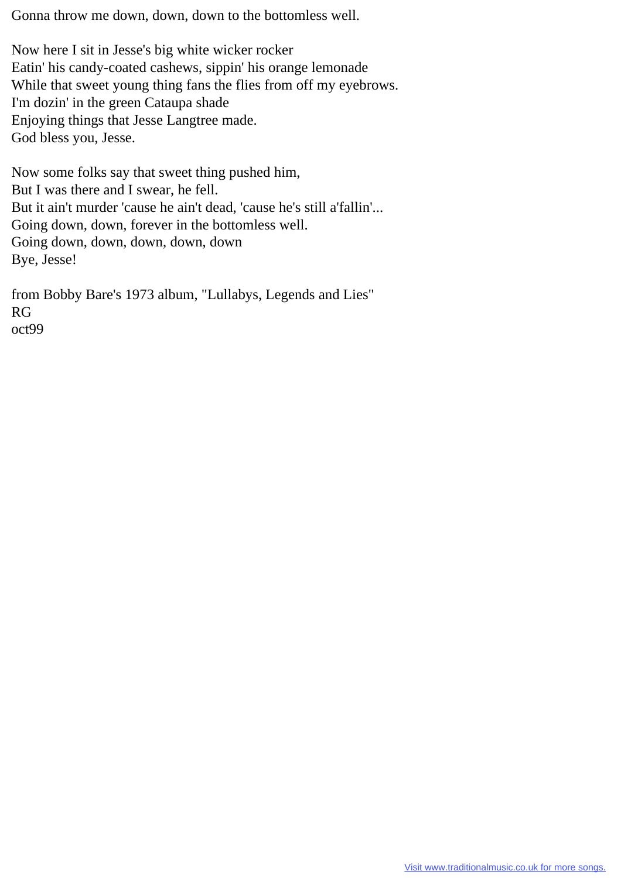Gonna throw me down, down, down to the bottomless well.

Now here I sit in Jesse's big white wicker rocker
Eatin' his candy-coated cashews, sippin' his orange lemonade
While that sweet young thing fans the flies from off my eyebrows.
I'm dozin' in the green Cataupa shade
Enjoying things that Jesse Langtree made.
God bless you, Jesse.

Now some folks say that sweet thing pushed him,
But I was there and I swear, he fell.
But it ain't murder 'cause he ain't dead, 'cause he's still a'fallin'...
Going down, down, forever in the bottomless well.
Going down, down, down, down, down
Bye, Jesse!

from Bobby Bare's 1973 album, "Lullabys, Legends and Lies"
RG
oct99

Visit www.traditionalmusic.co.uk for more songs.